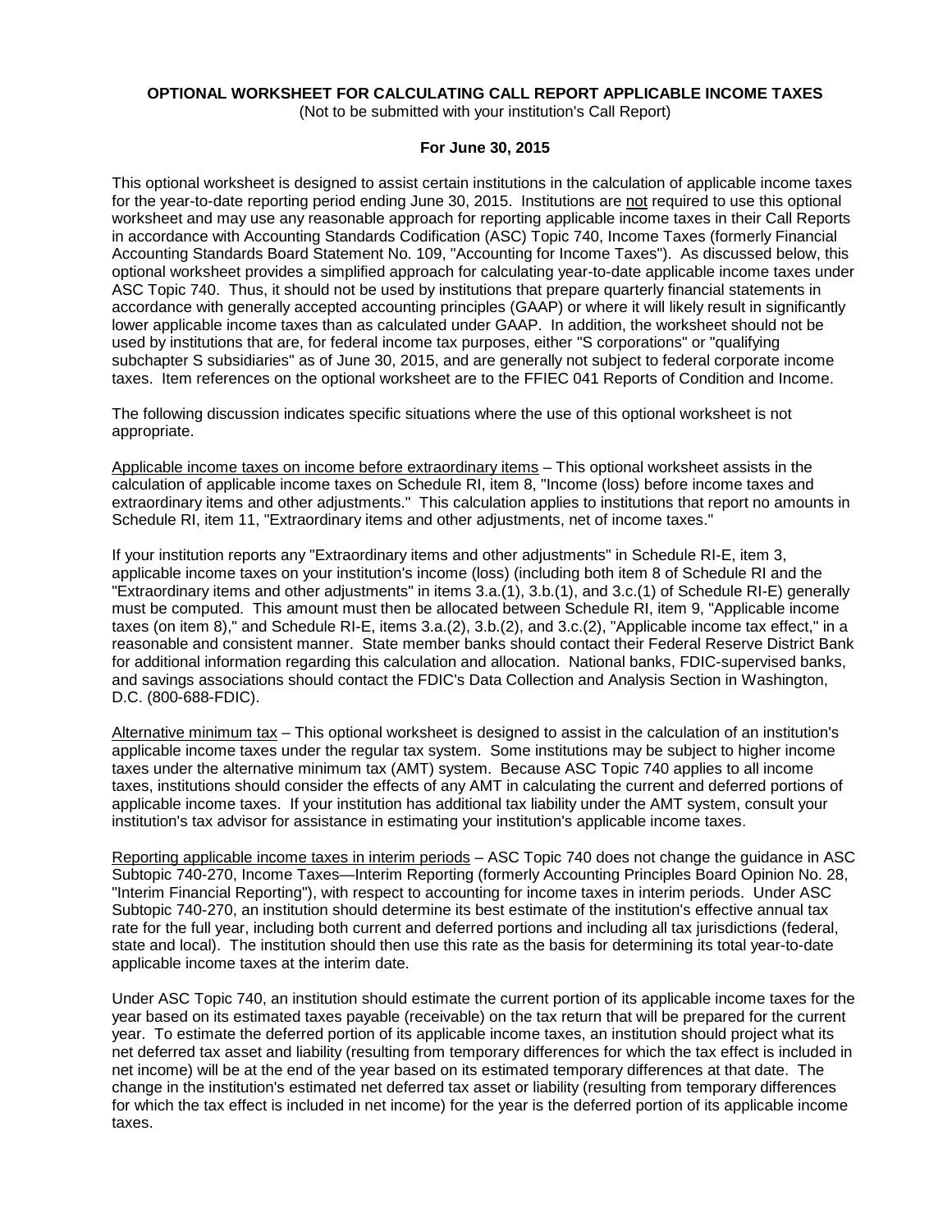**OPTIONAL WORKSHEET FOR CALCULATING CALL REPORT APPLICABLE INCOME TAXES**

(Not to be submitted with your institution's Call Report)

**For June 30, 2015**

This optional worksheet is designed to assist certain institutions in the calculation of applicable income taxes for the year-to-date reporting period ending June 30, 2015. Institutions are not required to use this optional worksheet and may use any reasonable approach for reporting applicable income taxes in their Call Reports in accordance with Accounting Standards Codification (ASC) Topic 740, Income Taxes (formerly Financial Accounting Standards Board Statement No. 109, "Accounting for Income Taxes"). As discussed below, this optional worksheet provides a simplified approach for calculating year-to-date applicable income taxes under ASC Topic 740. Thus, it should not be used by institutions that prepare quarterly financial statements in accordance with generally accepted accounting principles (GAAP) or where it will likely result in significantly lower applicable income taxes than as calculated under GAAP. In addition, the worksheet should not be used by institutions that are, for federal income tax purposes, either "S corporations" or "qualifying subchapter S subsidiaries" as of June 30, 2015, and are generally not subject to federal corporate income taxes. Item references on the optional worksheet are to the FFIEC 041 Reports of Condition and Income.

The following discussion indicates specific situations where the use of this optional worksheet is not appropriate.

Applicable income taxes on income before extraordinary items – This optional worksheet assists in the calculation of applicable income taxes on Schedule RI, item 8, "Income (loss) before income taxes and extraordinary items and other adjustments." This calculation applies to institutions that report no amounts in Schedule RI, item 11, "Extraordinary items and other adjustments, net of income taxes."

If your institution reports any "Extraordinary items and other adjustments" in Schedule RI-E, item 3, applicable income taxes on your institution's income (loss) (including both item 8 of Schedule RI and the "Extraordinary items and other adjustments" in items 3.a.(1), 3.b.(1), and 3.c.(1) of Schedule RI-E) generally must be computed. This amount must then be allocated between Schedule RI, item 9, "Applicable income taxes (on item 8)," and Schedule RI-E, items 3.a.(2), 3.b.(2), and 3.c.(2), "Applicable income tax effect," in a reasonable and consistent manner. State member banks should contact their Federal Reserve District Bank for additional information regarding this calculation and allocation. National banks, FDIC-supervised banks, and savings associations should contact the FDIC's Data Collection and Analysis Section in Washington, D.C. (800-688-FDIC).

Alternative minimum tax – This optional worksheet is designed to assist in the calculation of an institution's applicable income taxes under the regular tax system. Some institutions may be subject to higher income taxes under the alternative minimum tax (AMT) system. Because ASC Topic 740 applies to all income taxes, institutions should consider the effects of any AMT in calculating the current and deferred portions of applicable income taxes. If your institution has additional tax liability under the AMT system, consult your institution's tax advisor for assistance in estimating your institution's applicable income taxes.

Reporting applicable income taxes in interim periods – ASC Topic 740 does not change the guidance in ASC Subtopic 740-270, Income Taxes—Interim Reporting (formerly Accounting Principles Board Opinion No. 28, "Interim Financial Reporting"), with respect to accounting for income taxes in interim periods. Under ASC Subtopic 740-270, an institution should determine its best estimate of the institution's effective annual tax rate for the full year, including both current and deferred portions and including all tax jurisdictions (federal, state and local). The institution should then use this rate as the basis for determining its total year-to-date applicable income taxes at the interim date.

Under ASC Topic 740, an institution should estimate the current portion of its applicable income taxes for the year based on its estimated taxes payable (receivable) on the tax return that will be prepared for the current year. To estimate the deferred portion of its applicable income taxes, an institution should project what its net deferred tax asset and liability (resulting from temporary differences for which the tax effect is included in net income) will be at the end of the year based on its estimated temporary differences at that date. The change in the institution's estimated net deferred tax asset or liability (resulting from temporary differences for which the tax effect is included in net income) for the year is the deferred portion of its applicable income taxes.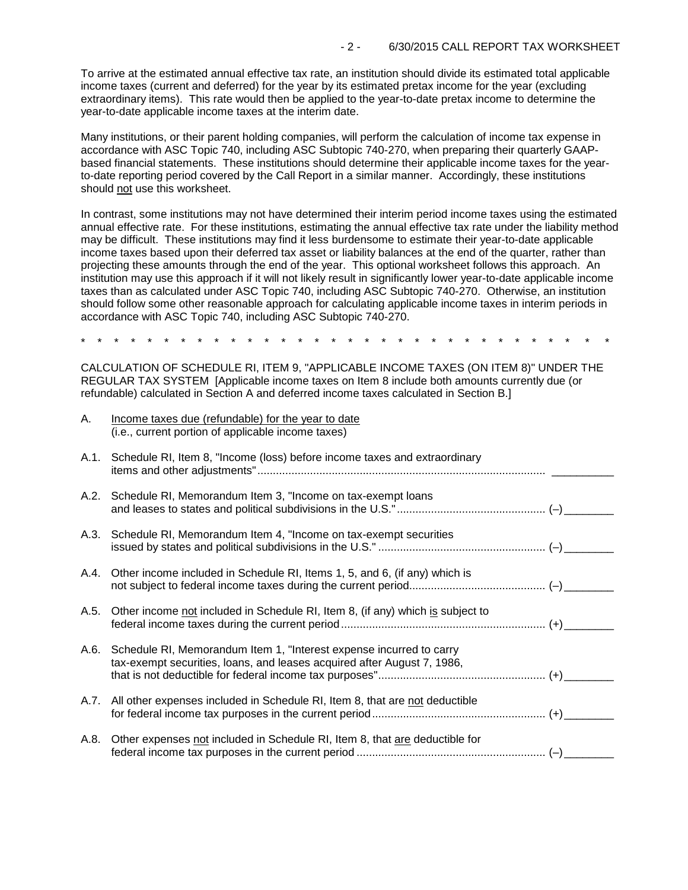To arrive at the estimated annual effective tax rate, an institution should divide its estimated total applicable income taxes (current and deferred) for the year by its estimated pretax income for the year (excluding extraordinary items). This rate would then be applied to the year-to-date pretax income to determine the year-to-date applicable income taxes at the interim date.

Many institutions, or their parent holding companies, will perform the calculation of income tax expense in accordance with ASC Topic 740, including ASC Subtopic 740-270, when preparing their quarterly GAAP-based financial statements. These institutions should determine their applicable income taxes for the year-to-date reporting period covered by the Call Report in a similar manner. Accordingly, these institutions should not use this worksheet.

In contrast, some institutions may not have determined their interim period income taxes using the estimated annual effective rate. For these institutions, estimating the annual effective tax rate under the liability method may be difficult. These institutions may find it less burdensome to estimate their year-to-date applicable income taxes based upon their deferred tax asset or liability balances at the end of the quarter, rather than projecting these amounts through the end of the year. This optional worksheet follows this approach. An institution may use this approach if it will not likely result in significantly lower year-to-date applicable income taxes than as calculated under ASC Topic 740, including ASC Subtopic 740-270. Otherwise, an institution should follow some other reasonable approach for calculating applicable income taxes in interim periods in accordance with ASC Topic 740, including ASC Subtopic 740-270.

* * * * * * * * * * * * * * * * * * * * * * * * * * * * * * * * * * *

CALCULATION OF SCHEDULE RI, ITEM 9, "APPLICABLE INCOME TAXES (ON ITEM 8)" UNDER THE REGULAR TAX SYSTEM [Applicable income taxes on Item 8 include both amounts currently due (or refundable) calculated in Section A and deferred income taxes calculated in Section B.]

A. Income taxes due (refundable) for the year to date
(i.e., current portion of applicable income taxes)

A.1. Schedule RI, Item 8, "Income (loss) before income taxes and extraordinary items and other adjustments" .......... __________

A.2. Schedule RI, Memorandum Item 3, "Income on tax-exempt loans and leases to states and political subdivisions in the U.S." .......... (–) ________

A.3. Schedule RI, Memorandum Item 4, "Income on tax-exempt securities issued by states and political subdivisions in the U.S." .......... (–) ________

A.4. Other income included in Schedule RI, Items 1, 5, and 6, (if any) which is not subject to federal income taxes during the current period .......... (–) ________

A.5. Other income not included in Schedule RI, Item 8, (if any) which is subject to federal income taxes during the current period .......... (+) ________

A.6. Schedule RI, Memorandum Item 1, "Interest expense incurred to carry tax-exempt securities, loans, and leases acquired after August 7, 1986, that is not deductible for federal income tax purposes" .......... (+) ________

A.7. All other expenses included in Schedule RI, Item 8, that are not deductible for federal income tax purposes in the current period .......... (+) ________

A.8. Other expenses not included in Schedule RI, Item 8, that are deductible for federal income tax purposes in the current period .......... (–) ________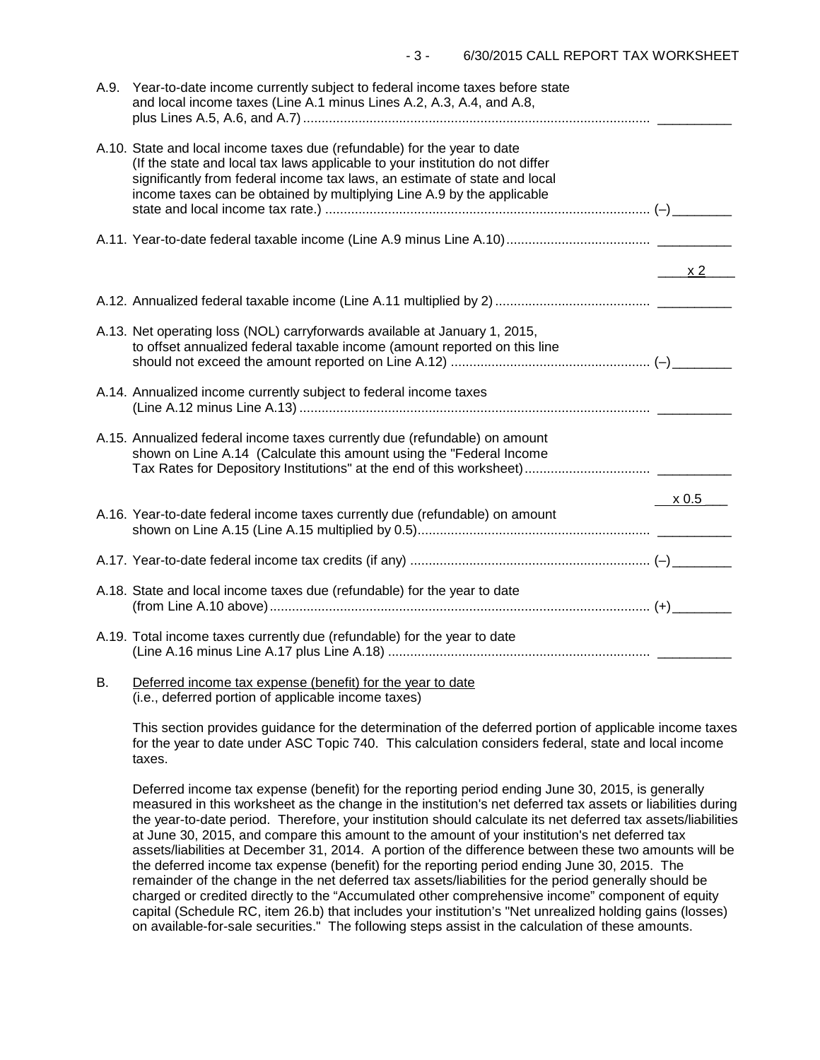A.9. Year-to-date income currently subject to federal income taxes before state and local income taxes (Line A.1 minus Lines A.2, A.3, A.4, and A.8, plus Lines A.5, A.6, and A.7) .......... __________

A.10. State and local income taxes due (refundable) for the year to date (If the state and local tax laws applicable to your institution do not differ significantly from federal income tax laws, an estimate of state and local income taxes can be obtained by multiplying Line A.9 by the applicable state and local income tax rate.) .......... (–)________

A.11. Year-to-date federal taxable income (Line A.9 minus Line A.10) .......... __________

x 2

A.12. Annualized federal taxable income (Line A.11 multiplied by 2) .......... __________

A.13. Net operating loss (NOL) carryforwards available at January 1, 2015, to offset annualized federal taxable income (amount reported on this line should not exceed the amount reported on Line A.12) .......... (–)________

A.14. Annualized income currently subject to federal income taxes (Line A.12 minus Line A.13) .......... __________

A.15. Annualized federal income taxes currently due (refundable) on amount shown on Line A.14 (Calculate this amount using the "Federal Income Tax Rates for Depository Institutions" at the end of this worksheet) .......... __________

x 0.5

A.16. Year-to-date federal income taxes currently due (refundable) on amount shown on Line A.15 (Line A.15 multiplied by 0.5) .......... __________

A.17. Year-to-date federal income tax credits (if any) .......... (–)________

A.18. State and local income taxes due (refundable) for the year to date (from Line A.10 above) .......... (+)________

A.19. Total income taxes currently due (refundable) for the year to date (Line A.16 minus Line A.17 plus Line A.18) .......... __________

B. Deferred income tax expense (benefit) for the year to date (i.e., deferred portion of applicable income taxes)

This section provides guidance for the determination of the deferred portion of applicable income taxes for the year to date under ASC Topic 740. This calculation considers federal, state and local income taxes.

Deferred income tax expense (benefit) for the reporting period ending June 30, 2015, is generally measured in this worksheet as the change in the institution's net deferred tax assets or liabilities during the year-to-date period. Therefore, your institution should calculate its net deferred tax assets/liabilities at June 30, 2015, and compare this amount to the amount of your institution's net deferred tax assets/liabilities at December 31, 2014. A portion of the difference between these two amounts will be the deferred income tax expense (benefit) for the reporting period ending June 30, 2015. The remainder of the change in the net deferred tax assets/liabilities for the period generally should be charged or credited directly to the "Accumulated other comprehensive income" component of equity capital (Schedule RC, item 26.b) that includes your institution's "Net unrealized holding gains (losses) on available-for-sale securities." The following steps assist in the calculation of these amounts.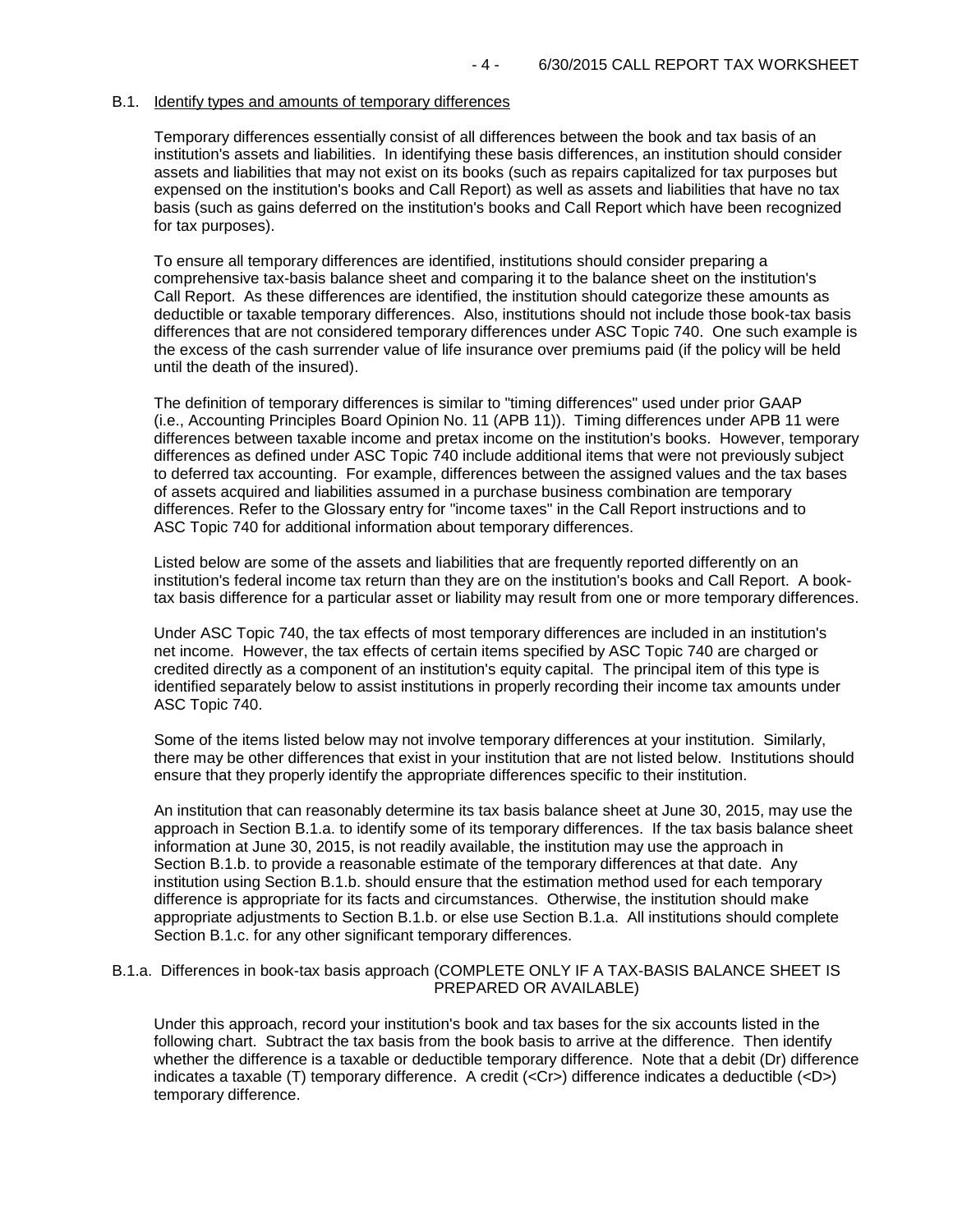## B.1. Identify types and amounts of temporary differences

Temporary differences essentially consist of all differences between the book and tax basis of an institution's assets and liabilities. In identifying these basis differences, an institution should consider assets and liabilities that may not exist on its books (such as repairs capitalized for tax purposes but expensed on the institution's books and Call Report) as well as assets and liabilities that have no tax basis (such as gains deferred on the institution's books and Call Report which have been recognized for tax purposes).

To ensure all temporary differences are identified, institutions should consider preparing a comprehensive tax-basis balance sheet and comparing it to the balance sheet on the institution's Call Report. As these differences are identified, the institution should categorize these amounts as deductible or taxable temporary differences. Also, institutions should not include those book-tax basis differences that are not considered temporary differences under ASC Topic 740. One such example is the excess of the cash surrender value of life insurance over premiums paid (if the policy will be held until the death of the insured).

The definition of temporary differences is similar to "timing differences" used under prior GAAP (i.e., Accounting Principles Board Opinion No. 11 (APB 11)). Timing differences under APB 11 were differences between taxable income and pretax income on the institution's books. However, temporary differences as defined under ASC Topic 740 include additional items that were not previously subject to deferred tax accounting. For example, differences between the assigned values and the tax bases of assets acquired and liabilities assumed in a purchase business combination are temporary differences. Refer to the Glossary entry for "income taxes" in the Call Report instructions and to ASC Topic 740 for additional information about temporary differences.

Listed below are some of the assets and liabilities that are frequently reported differently on an institution's federal income tax return than they are on the institution's books and Call Report. A book-tax basis difference for a particular asset or liability may result from one or more temporary differences.

Under ASC Topic 740, the tax effects of most temporary differences are included in an institution's net income. However, the tax effects of certain items specified by ASC Topic 740 are charged or credited directly as a component of an institution's equity capital. The principal item of this type is identified separately below to assist institutions in properly recording their income tax amounts under ASC Topic 740.

Some of the items listed below may not involve temporary differences at your institution. Similarly, there may be other differences that exist in your institution that are not listed below. Institutions should ensure that they properly identify the appropriate differences specific to their institution.

An institution that can reasonably determine its tax basis balance sheet at June 30, 2015, may use the approach in Section B.1.a. to identify some of its temporary differences. If the tax basis balance sheet information at June 30, 2015, is not readily available, the institution may use the approach in Section B.1.b. to provide a reasonable estimate of the temporary differences at that date. Any institution using Section B.1.b. should ensure that the estimation method used for each temporary difference is appropriate for its facts and circumstances. Otherwise, the institution should make appropriate adjustments to Section B.1.b. or else use Section B.1.a. All institutions should complete Section B.1.c. for any other significant temporary differences.

### B.1.a. Differences in book-tax basis approach (COMPLETE ONLY IF A TAX-BASIS BALANCE SHEET IS PREPARED OR AVAILABLE)

Under this approach, record your institution's book and tax bases for the six accounts listed in the following chart. Subtract the tax basis from the book basis to arrive at the difference. Then identify whether the difference is a taxable or deductible temporary difference. Note that a debit (Dr) difference indicates a taxable (T) temporary difference. A credit (<Cr>) difference indicates a deductible (<D>) temporary difference.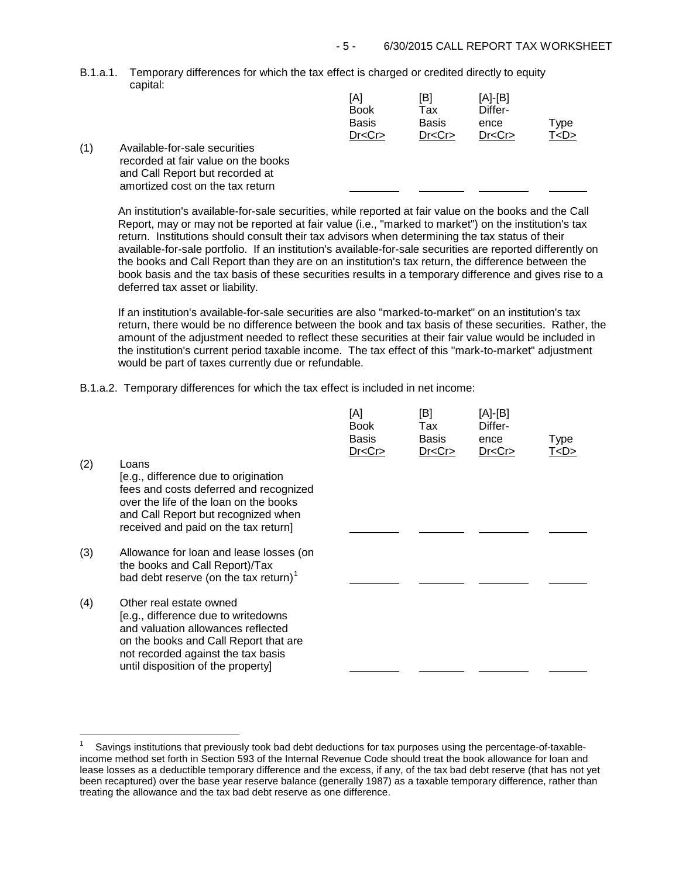B.1.a.1. Temporary differences for which the tax effect is charged or credited directly to equity capital:

| | | [A] Book Basis Dr<Cr> | [B] Tax Basis Dr<Cr> | [A]-[B] Difference Dr<Cr> | Type T<D> |
|---|---|---|---|---|---|
| (1) | Available-for-sale securities recorded at fair value on the books and Call Report but recorded at amortized cost on the tax return | ________ | ________ | ________ | ________ |

An institution's available-for-sale securities, while reported at fair value on the books and the Call Report, may or may not be reported at fair value (i.e., "marked to market") on the institution's tax return. Institutions should consult their tax advisors when determining the tax status of their available-for-sale portfolio. If an institution's available-for-sale securities are reported differently on the books and Call Report than they are on an institution's tax return, the difference between the book basis and the tax basis of these securities results in a temporary difference and gives rise to a deferred tax asset or liability.

If an institution's available-for-sale securities are also "marked-to-market" on an institution's tax return, there would be no difference between the book and tax basis of these securities. Rather, the amount of the adjustment needed to reflect these securities at their fair value would be included in the institution's current period taxable income. The tax effect of this "mark-to-market" adjustment would be part of taxes currently due or refundable.

B.1.a.2. Temporary differences for which the tax effect is included in net income:

| | | [A] Book Basis Dr<Cr> | [B] Tax Basis Dr<Cr> | [A]-[B] Difference Dr<Cr> | Type T<D> |
|---|---|---|---|---|---|
| (2) | Loans [e.g., difference due to origination fees and costs deferred and recognized over the life of the loan on the books and Call Report but recognized when received and paid on the tax return] | ________ | ________ | ________ | ________ |
| (3) | Allowance for loan and lease losses (on the books and Call Report)/Tax bad debt reserve (on the tax return)[1] | ________ | ________ | ________ | ________ |
| (4) | Other real estate owned [e.g., difference due to writedowns and valuation allowances reflected on the books and Call Report that are not recorded against the tax basis until disposition of the property] | ________ | ________ | ________ | ________ |

[1] Savings institutions that previously took bad debt deductions for tax purposes using the percentage-of-taxable-income method set forth in Section 593 of the Internal Revenue Code should treat the book allowance for loan and lease losses as a deductible temporary difference and the excess, if any, of the tax bad debt reserve (that has not yet been recaptured) over the base year reserve balance (generally 1987) as a taxable temporary difference, rather than treating the allowance and the tax bad debt reserve as one difference.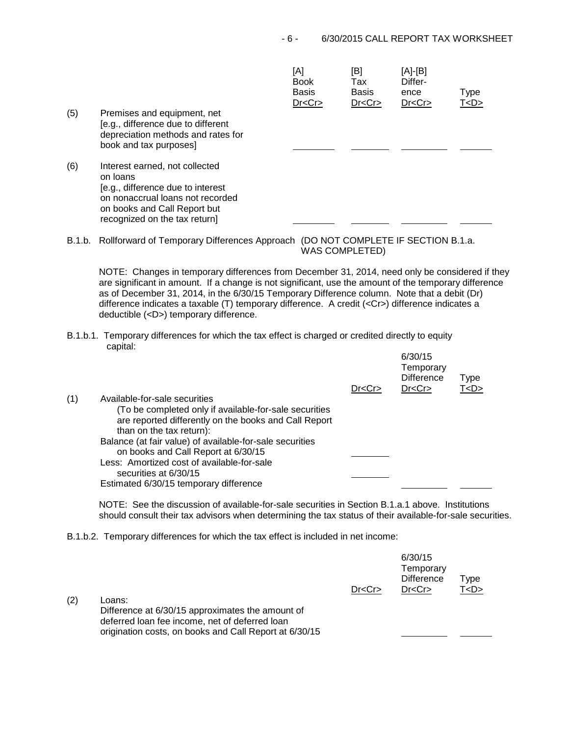| | | [A] Book Basis Dr<Cr> | [B] Tax Basis Dr<Cr> | [A]-[B] Difference Dr<Cr> | Type T<D> |
|---|---|---|---|---|---|
| (5) | Premises and equipment, net [e.g., difference due to different depreciation methods and rates for book and tax purposes] | ________ | ________ | ________ | ______ |
| (6) | Interest earned, not collected on loans [e.g., difference due to interest on nonaccrual loans not recorded on books and Call Report but recognized on the tax return] | ________ | ________ | ________ | ______ |

B.1.b. Rollforward of Temporary Differences Approach (DO NOT COMPLETE IF SECTION B.1.a. WAS COMPLETED)

NOTE: Changes in temporary differences from December 31, 2014, need only be considered if they are significant in amount. If a change is not significant, use the amount of the temporary difference as of December 31, 2014, in the 6/30/15 Temporary Difference column. Note that a debit (Dr) difference indicates a taxable (T) temporary difference. A credit (<Cr>) difference indicates a deductible (<D>) temporary difference.

B.1.b.1. Temporary differences for which the tax effect is charged or credited directly to equity capital:

| | | Dr<Cr> | 6/30/15 Temporary Difference Dr<Cr> | Type T<D> |
|---|---|---|---|---|
| (1) | Available-for-sale securities (To be completed only if available-for-sale securities are reported differently on the books and Call Report than on the tax return): | | | |
| | Balance (at fair value) of available-for-sale securities on books and Call Report at 6/30/15 | ________ | | |
| | Less: Amortized cost of available-for-sale securities at 6/30/15 | ________ | | |
| | Estimated 6/30/15 temporary difference | | ________ | ______ |

NOTE: See the discussion of available-for-sale securities in Section B.1.a.1 above. Institutions should consult their tax advisors when determining the tax status of their available-for-sale securities.

B.1.b.2. Temporary differences for which the tax effect is included in net income:

| | | Dr<Cr> | 6/30/15 Temporary Difference Dr<Cr> | Type T<D> |
|---|---|---|---|---|
| (2) | Loans: Difference at 6/30/15 approximates the amount of deferred loan fee income, net of deferred loan origination costs, on books and Call Report at 6/30/15 | | ________ | ______ |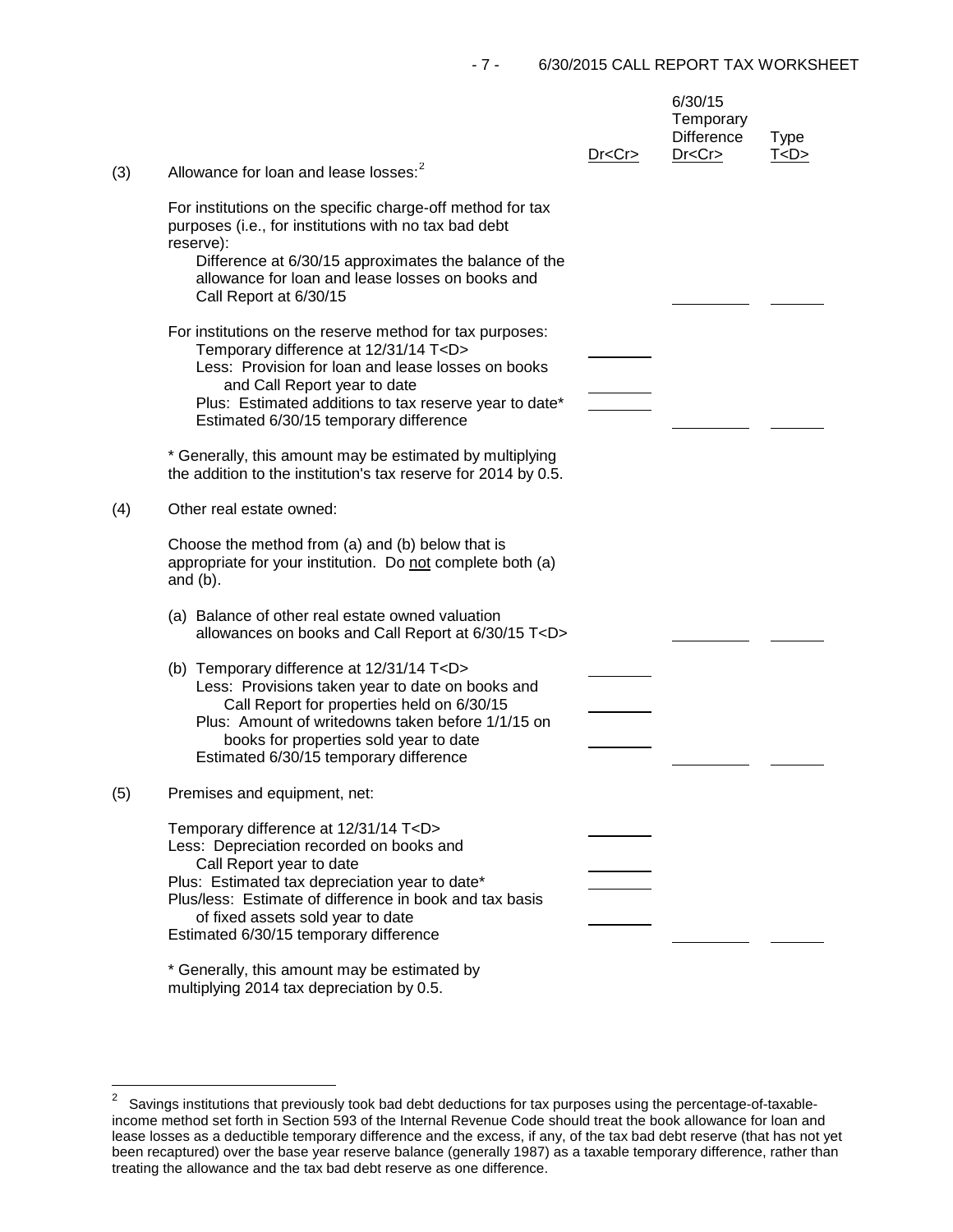| | | Dr<Cr> | 6/30/15 Temporary Difference Dr<Cr> | Type T<D> |
|---|---|---|---|---|
| (3) | Allowance for loan and lease losses:[2] | | | |
| | For institutions on the specific charge-off method for tax purposes (i.e., for institutions with no tax bad debt reserve): | | | |
| | Difference at 6/30/15 approximates the balance of the allowance for loan and lease losses on books and Call Report at 6/30/15 | | ________ | ______ |
| | For institutions on the reserve method for tax purposes: | | | |
| | Temporary difference at 12/31/14 T<D> | ________ | | |
| | Less: Provision for loan and lease losses on books and Call Report year to date | ________ | | |
| | Plus: Estimated additions to tax reserve year to date* | ________ | | |
| | Estimated 6/30/15 temporary difference | | ________ | ______ |
| | * Generally, this amount may be estimated by multiplying the addition to the institution's tax reserve for 2014 by 0.5. | | | |
| (4) | Other real estate owned: | | | |
| | Choose the method from (a) and (b) below that is appropriate for your institution. Do not complete both (a) and (b). | | | |
| | (a) Balance of other real estate owned valuation allowances on books and Call Report at 6/30/15 T<D> | | ________ | ______ |
| | (b) Temporary difference at 12/31/14 T<D> | ________ | | |
| | Less: Provisions taken year to date on books and Call Report for properties held on 6/30/15 | ________ | | |
| | Plus: Amount of writedowns taken before 1/1/15 on books for properties sold year to date | ________ | | |
| | Estimated 6/30/15 temporary difference | | ________ | ______ |
| (5) | Premises and equipment, net: | | | |
| | Temporary difference at 12/31/14 T<D> | ________ | | |
| | Less: Depreciation recorded on books and Call Report year to date | ________ | | |
| | Plus: Estimated tax depreciation year to date* | ________ | | |
| | Plus/less: Estimate of difference in book and tax basis of fixed assets sold year to date | ________ | | |
| | Estimated 6/30/15 temporary difference | | ________ | ______ |
| | * Generally, this amount may be estimated by multiplying 2014 tax depreciation by 0.5. | | | |

[2] Savings institutions that previously took bad debt deductions for tax purposes using the percentage-of-taxable-income method set forth in Section 593 of the Internal Revenue Code should treat the book allowance for loan and lease losses as a deductible temporary difference and the excess, if any, of the tax bad debt reserve (that has not yet been recaptured) over the base year reserve balance (generally 1987) as a taxable temporary difference, rather than treating the allowance and the tax bad debt reserve as one difference.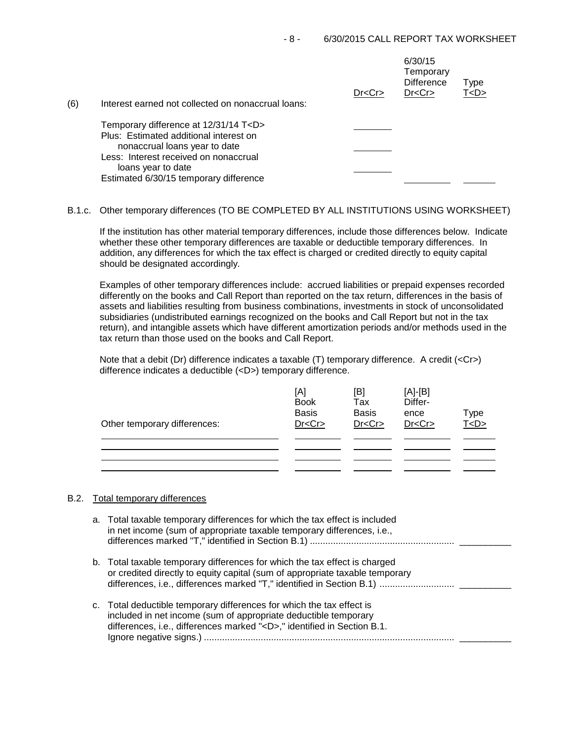| (6) Interest earned not collected on nonaccrual loans: | Dr<Cr> | 6/30/15 Temporary Difference Dr<Cr> | Type T<D> |
|---|---|---|---|
| Temporary difference at 12/31/14 T<D> | ________ | | |
| Plus: Estimated additional interest on nonaccrual loans year to date | ________ | | |
| Less: Interest received on nonaccrual loans year to date | ________ | | |
| Estimated 6/30/15 temporary difference | | ________ | ______ |

B.1.c. Other temporary differences (TO BE COMPLETED BY ALL INSTITUTIONS USING WORKSHEET)

If the institution has other material temporary differences, include those differences below. Indicate whether these other temporary differences are taxable or deductible temporary differences. In addition, any differences for which the tax effect is charged or credited directly to equity capital should be designated accordingly.

Examples of other temporary differences include: accrued liabilities or prepaid expenses recorded differently on the books and Call Report than reported on the tax return, differences in the basis of assets and liabilities resulting from business combinations, investments in stock of unconsolidated subsidiaries (undistributed earnings recognized on the books and Call Report but not in the tax return), and intangible assets which have different amortization periods and/or methods used in the tax return than those used on the books and Call Report.

Note that a debit (Dr) difference indicates a taxable (T) temporary difference. A credit (<Cr>) difference indicates a deductible (<D>) temporary difference.

| Other temporary differences: | [A] Book Basis Dr<Cr> | [B] Tax Basis Dr<Cr> | [A]-[B] Difference Dr<Cr> | Type T<D> |
|---|---|---|---|---|
| | | | | |
| | | | | |
| | | | | |
| | | | | |

B.2. Total temporary differences

a. Total taxable temporary differences for which the tax effect is included in net income (sum of appropriate taxable temporary differences, i.e., differences marked "T," identified in Section B.1) .......................................................... __________

b. Total taxable temporary differences for which the tax effect is charged or credited directly to equity capital (sum of appropriate taxable temporary differences, i.e., differences marked "T," identified in Section B.1) ............................ __________

c. Total deductible temporary differences for which the tax effect is included in net income (sum of appropriate deductible temporary differences, i.e., differences marked "<D>," identified in Section B.1. Ignore negative signs.) ................................................................................................ __________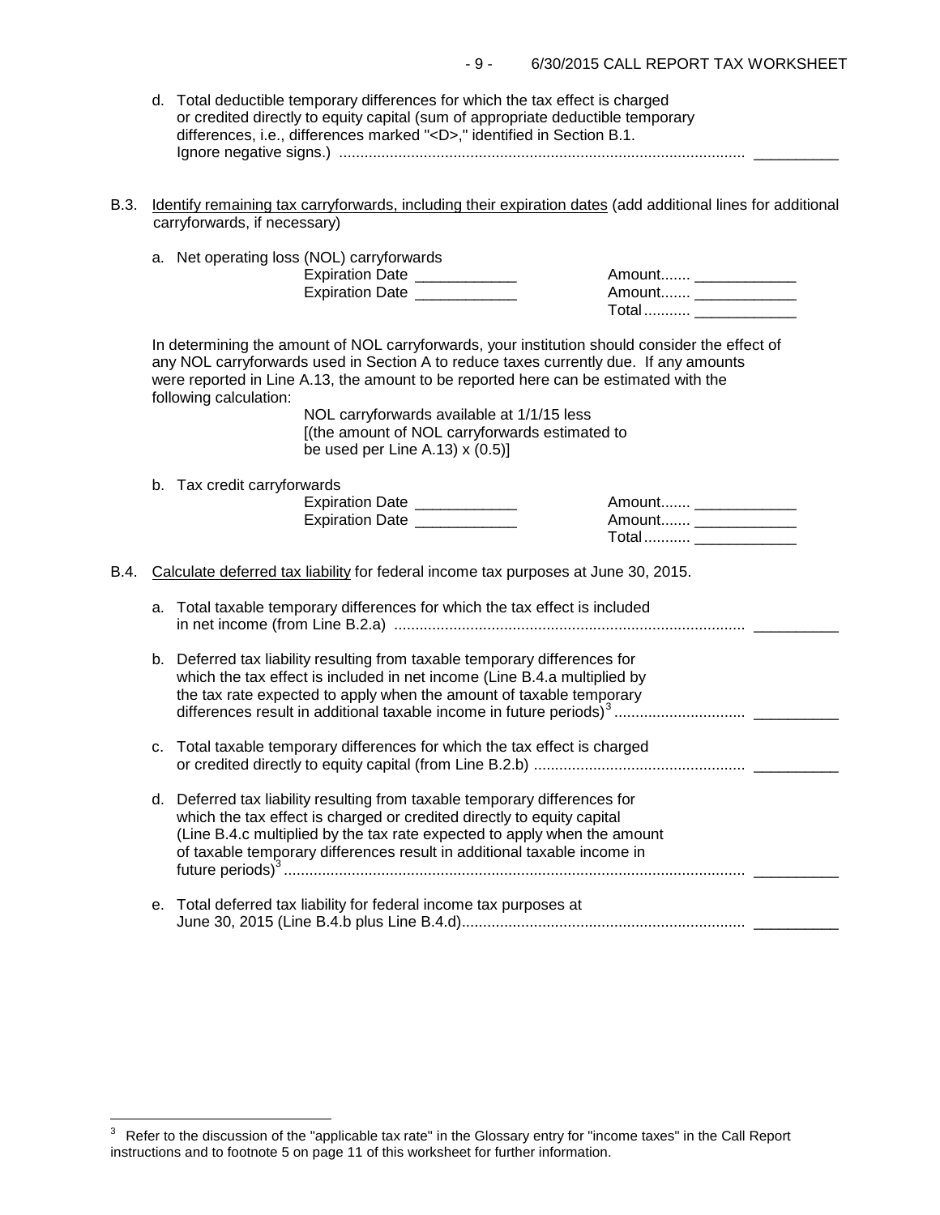d. Total deductible temporary differences for which the tax effect is charged or credited directly to equity capital (sum of appropriate deductible temporary differences, i.e., differences marked "<D>," identified in Section B.1. Ignore negative signs.) ................................................................................................ __________

B.3. Identify remaining tax carryforwards, including their expiration dates (add additional lines for additional carryforwards, if necessary)

a. Net operating loss (NOL) carryforwards

| | |
|---|---|
| Expiration Date ___________ | Amount....... ____________ |
| Expiration Date ___________ | Amount....... ____________ |
| | Total........... ____________ |

In determining the amount of NOL carryforwards, your institution should consider the effect of any NOL carryforwards used in Section A to reduce taxes currently due. If any amounts were reported in Line A.13, the amount to be reported here can be estimated with the following calculation:

> NOL carryforwards available at 1/1/15 less [(the amount of NOL carryforwards estimated to be used per Line A.13) x (0.5)]

b. Tax credit carryforwards

| | |
|---|---|
| Expiration Date ____________ | Amount....... ____________ |
| Expiration Date ____________ | Amount....... ____________ |
| | Total........... ____________ |

B.4. Calculate deferred tax liability for federal income tax purposes at June 30, 2015.

a. Total taxable temporary differences for which the tax effect is included in net income (from Line B.2.a) .................................................................................. __________

b. Deferred tax liability resulting from taxable temporary differences for which the tax effect is included in net income (Line B.4.a multiplied by the tax rate expected to apply when the amount of taxable temporary differences result in additional taxable income in future periods)[3] .............................. __________

c. Total taxable temporary differences for which the tax effect is charged or credited directly to equity capital (from Line B.2.b) .................................................. __________

d. Deferred tax liability resulting from taxable temporary differences for which the tax effect is charged or credited directly to equity capital (Line B.4.c multiplied by the tax rate expected to apply when the amount of taxable temporary differences result in additional taxable income in future periods)[3] ............................................................................................................ __________

e. Total deferred tax liability for federal income tax purposes at June 30, 2015 (Line B.4.b plus Line B.4.d)................................................................... __________

---

[3] Refer to the discussion of the "applicable tax rate" in the Glossary entry for "income taxes" in the Call Report instructions and to footnote 5 on page 11 of this worksheet for further information.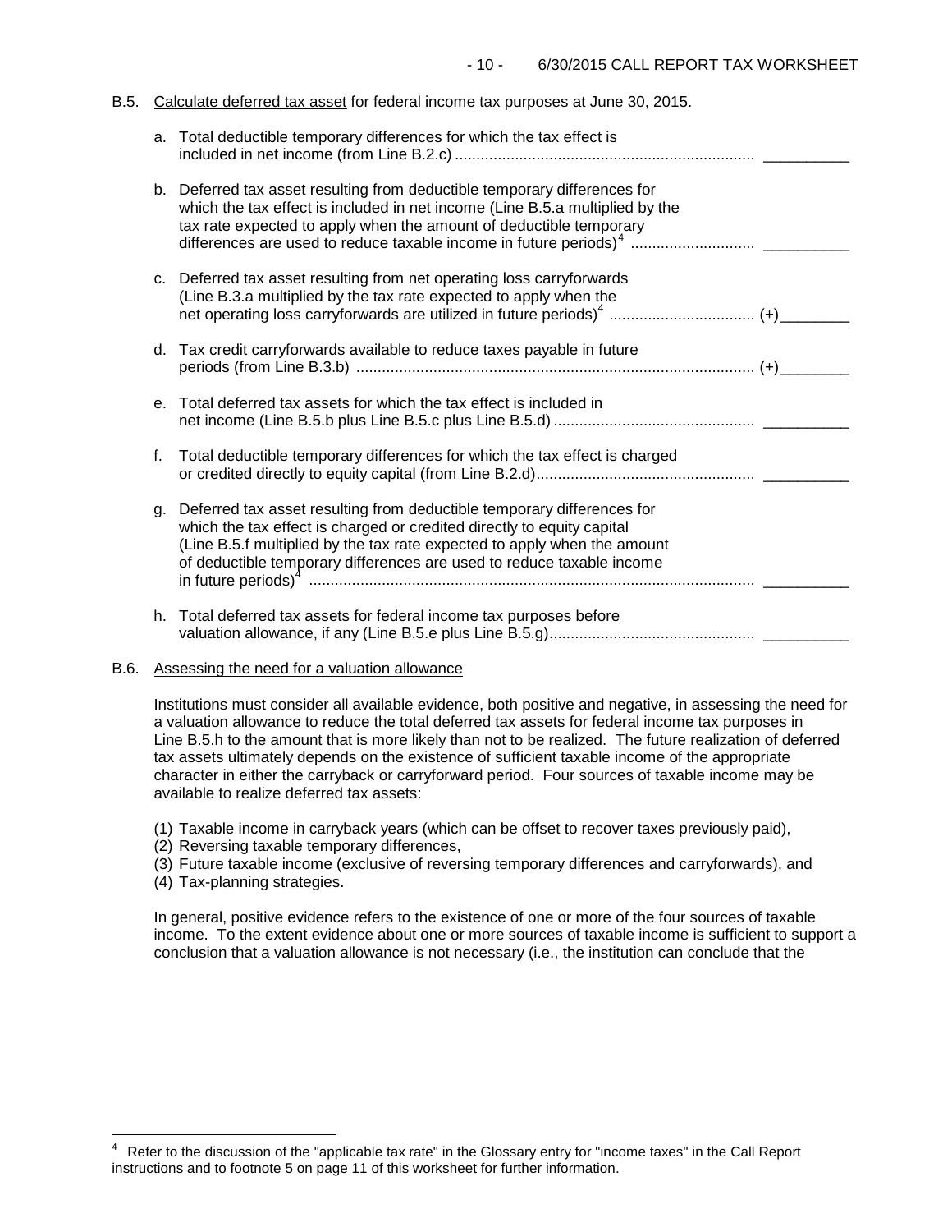B.5. Calculate deferred tax asset for federal income tax purposes at June 30, 2015.

a. Total deductible temporary differences for which the tax effect is included in net income (from Line B.2.c) ...................................................................... __________

b. Deferred tax asset resulting from deductible temporary differences for which the tax effect is included in net income (Line B.5.a multiplied by the tax rate expected to apply when the amount of deductible temporary differences are used to reduce taxable income in future periods)[4] ............................ __________

c. Deferred tax asset resulting from net operating loss carryforwards (Line B.3.a multiplied by the tax rate expected to apply when the net operating loss carryforwards are utilized in future periods)[4] ................................. (+)________

d. Tax credit carryforwards available to reduce taxes payable in future periods (from Line B.3.b) ............................................................................................ (+)________

e. Total deferred tax assets for which the tax effect is included in net income (Line B.5.b plus Line B.5.c plus Line B.5.d) ............................................... __________

f. Total deductible temporary differences for which the tax effect is charged or credited directly to equity capital (from Line B.2.d)................................................... __________

g. Deferred tax asset resulting from deductible temporary differences for which the tax effect is charged or credited directly to equity capital (Line B.5.f multiplied by the tax rate expected to apply when the amount of deductible temporary differences are used to reduce taxable income in future periods)[4] ........................................................................................................ __________

h. Total deferred tax assets for federal income tax purposes before valuation allowance, if any (Line B.5.e plus Line B.5.g)................................................ __________

B.6. Assessing the need for a valuation allowance

Institutions must consider all available evidence, both positive and negative, in assessing the need for a valuation allowance to reduce the total deferred tax assets for federal income tax purposes in Line B.5.h to the amount that is more likely than not to be realized. The future realization of deferred tax assets ultimately depends on the existence of sufficient taxable income of the appropriate character in either the carryback or carryforward period. Four sources of taxable income may be available to realize deferred tax assets:

(1) Taxable income in carryback years (which can be offset to recover taxes previously paid),
(2) Reversing taxable temporary differences,
(3) Future taxable income (exclusive of reversing temporary differences and carryforwards), and
(4) Tax-planning strategies.

In general, positive evidence refers to the existence of one or more of the four sources of taxable income. To the extent evidence about one or more sources of taxable income is sufficient to support a conclusion that a valuation allowance is not necessary (i.e., the institution can conclude that the

---

[4] Refer to the discussion of the "applicable tax rate" in the Glossary entry for "income taxes" in the Call Report instructions and to footnote 5 on page 11 of this worksheet for further information.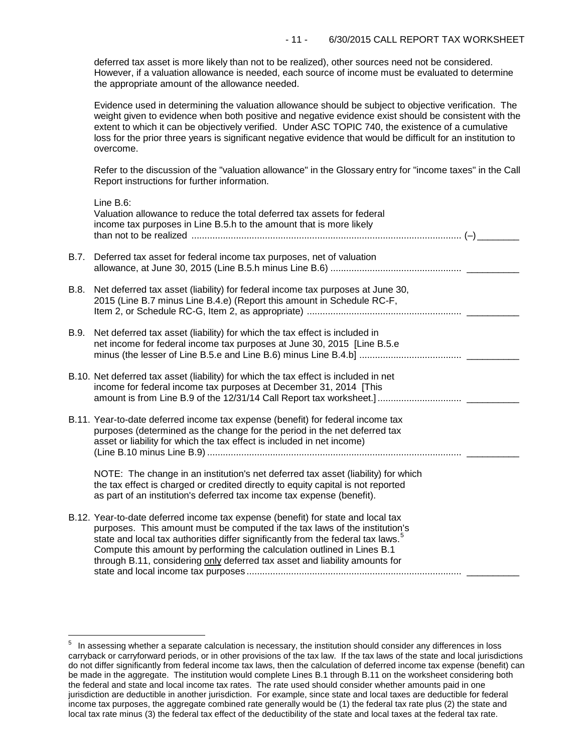deferred tax asset is more likely than not to be realized), other sources need not be considered. However, if a valuation allowance is needed, each source of income must be evaluated to determine the appropriate amount of the allowance needed.

Evidence used in determining the valuation allowance should be subject to objective verification. The weight given to evidence when both positive and negative evidence exist should be consistent with the extent to which it can be objectively verified. Under ASC TOPIC 740, the existence of a cumulative loss for the prior three years is significant negative evidence that would be difficult for an institution to overcome.

Refer to the discussion of the "valuation allowance" in the Glossary entry for "income taxes" in the Call Report instructions for further information.

Line B.6:
Valuation allowance to reduce the total deferred tax assets for federal income tax purposes in Line B.5.h to the amount that is more likely than not to be realized ........................................ (–)________

B.7. Deferred tax asset for federal income tax purposes, net of valuation allowance, at June 30, 2015 (Line B.5.h minus Line B.6) ........................................ __________

B.8. Net deferred tax asset (liability) for federal income tax purposes at June 30, 2015 (Line B.7 minus Line B.4.e) (Report this amount in Schedule RC-F, Item 2, or Schedule RC-G, Item 2, as appropriate) ........................................ __________

B.9. Net deferred tax asset (liability) for which the tax effect is included in net income for federal income tax purposes at June 30, 2015 [Line B.5.e minus (the lesser of Line B.5.e and Line B.6) minus Line B.4.b] ........................................ __________

B.10. Net deferred tax asset (liability) for which the tax effect is included in net income for federal income tax purposes at December 31, 2014 [This amount is from Line B.9 of the 12/31/14 Call Report tax worksheet.] ........................................ __________

B.11. Year-to-date deferred income tax expense (benefit) for federal income tax purposes (determined as the change for the period in the net deferred tax asset or liability for which the tax effect is included in net income) (Line B.10 minus Line B.9) ........................................ __________

NOTE: The change in an institution's net deferred tax asset (liability) for which the tax effect is charged or credited directly to equity capital is not reported as part of an institution's deferred tax income tax expense (benefit).

B.12. Year-to-date deferred income tax expense (benefit) for state and local tax purposes. This amount must be computed if the tax laws of the institution's state and local tax authorities differ significantly from the federal tax laws.[5] Compute this amount by performing the calculation outlined in Lines B.1 through B.11, considering only deferred tax asset and liability amounts for state and local income tax purposes ........................................ __________

---

[5] In assessing whether a separate calculation is necessary, the institution should consider any differences in loss carryback or carryforward periods, or in other provisions of the tax law. If the tax laws of the state and local jurisdictions do not differ significantly from federal income tax laws, then the calculation of deferred income tax expense (benefit) can be made in the aggregate. The institution would complete Lines B.1 through B.11 on the worksheet considering both the federal and state and local income tax rates. The rate used should consider whether amounts paid in one jurisdiction are deductible in another jurisdiction. For example, since state and local taxes are deductible for federal income tax purposes, the aggregate combined rate generally would be (1) the federal tax rate plus (2) the state and local tax rate minus (3) the federal tax effect of the deductibility of the state and local taxes at the federal tax rate.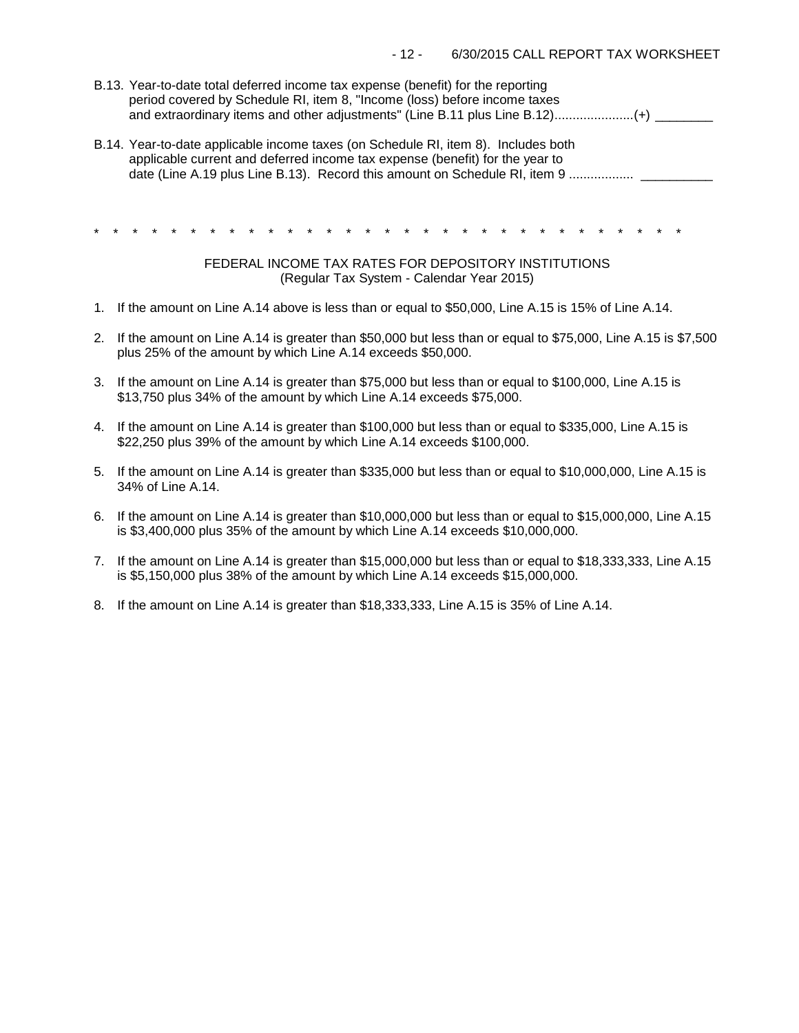B.13. Year-to-date total deferred income tax expense (benefit) for the reporting period covered by Schedule RI, item 8, "Income (loss) before income taxes and extraordinary items and other adjustments" (Line B.11 plus Line B.12)......................(+) ________

B.14. Year-to-date applicable income taxes (on Schedule RI, item 8). Includes both applicable current and deferred income tax expense (benefit) for the year to date (Line A.19 plus Line B.13). Record this amount on Schedule RI, item 9 .................. __________

\* \* \* \* \* \* \* \* \* \* \* \* \* \* \* \* \* \* \* \* \* \* \* \* \* \* \* \* \* \* \* \* \* \*

FEDERAL INCOME TAX RATES FOR DEPOSITORY INSTITUTIONS
(Regular Tax System - Calendar Year 2015)

1. If the amount on Line A.14 above is less than or equal to $50,000, Line A.15 is 15% of Line A.14.

2. If the amount on Line A.14 is greater than $50,000 but less than or equal to $75,000, Line A.15 is $7,500 plus 25% of the amount by which Line A.14 exceeds $50,000.

3. If the amount on Line A.14 is greater than $75,000 but less than or equal to $100,000, Line A.15 is $13,750 plus 34% of the amount by which Line A.14 exceeds $75,000.

4. If the amount on Line A.14 is greater than $100,000 but less than or equal to $335,000, Line A.15 is $22,250 plus 39% of the amount by which Line A.14 exceeds $100,000.

5. If the amount on Line A.14 is greater than $335,000 but less than or equal to $10,000,000, Line A.15 is 34% of Line A.14.

6. If the amount on Line A.14 is greater than $10,000,000 but less than or equal to $15,000,000, Line A.15 is $3,400,000 plus 35% of the amount by which Line A.14 exceeds $10,000,000.

7. If the amount on Line A.14 is greater than $15,000,000 but less than or equal to $18,333,333, Line A.15 is $5,150,000 plus 38% of the amount by which Line A.14 exceeds $15,000,000.

8. If the amount on Line A.14 is greater than $18,333,333, Line A.15 is 35% of Line A.14.